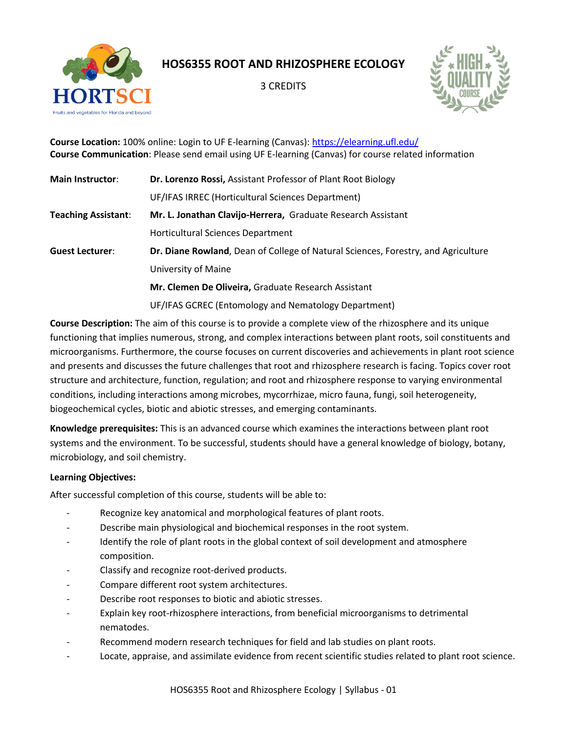# HOS6355 ROOT AND RHIZOSPHERE ECOLOGY

3 CREDITS

**Course Location:** 100% online: Login to UF E-learning (Canvas): https://elearning.ufl.edu/
**Course Communication**: Please send email using UF E-learning (Canvas) for course related information

| | |
|---|---|
| **Main Instructor**: | **Dr. Lorenzo Rossi,** Assistant Professor of Plant Root Biology |
| | UF/IFAS IRREC (Horticultural Sciences Department) |
| **Teaching Assistant**: | **Mr. L. Jonathan Clavijo-Herrera,** Graduate Research Assistant |
| | Horticultural Sciences Department |
| **Guest Lecturer**: | **Dr. Diane Rowland**, Dean of College of Natural Sciences, Forestry, and Agriculture |
| | University of Maine |
| | **Mr. Clemen De Oliveira,** Graduate Research Assistant |
| | UF/IFAS GCREC (Entomology and Nematology Department) |

**Course Description:** The aim of this course is to provide a complete view of the rhizosphere and its unique functioning that implies numerous, strong, and complex interactions between plant roots, soil constituents and microorganisms. Furthermore, the course focuses on current discoveries and achievements in plant root science and presents and discusses the future challenges that root and rhizosphere research is facing. Topics cover root structure and architecture, function, regulation; and root and rhizosphere response to varying environmental conditions, including interactions among microbes, mycorrhizae, micro fauna, fungi, soil heterogeneity, biogeochemical cycles, biotic and abiotic stresses, and emerging contaminants.

**Knowledge prerequisites:** This is an advanced course which examines the interactions between plant root systems and the environment. To be successful, students should have a general knowledge of biology, botany, microbiology, and soil chemistry.

**Learning Objectives:**

After successful completion of this course, students will be able to:

- Recognize key anatomical and morphological features of plant roots.
- Describe main physiological and biochemical responses in the root system.
- Identify the role of plant roots in the global context of soil development and atmosphere composition.
- Classify and recognize root-derived products.
- Compare different root system architectures.
- Describe root responses to biotic and abiotic stresses.
- Explain key root-rhizosphere interactions, from beneficial microorganisms to detrimental nematodes.
- Recommend modern research techniques for field and lab studies on plant roots.
- Locate, appraise, and assimilate evidence from recent scientific studies related to plant root science.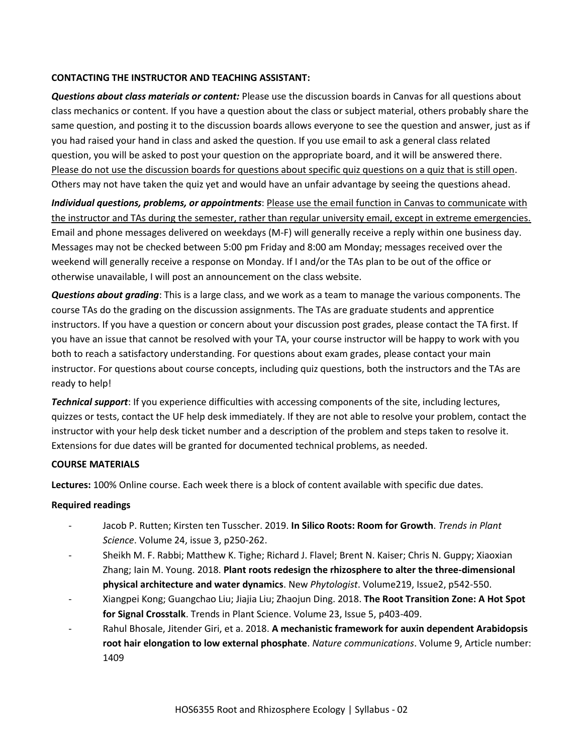**CONTACTING THE INSTRUCTOR AND TEACHING ASSISTANT:**

***Questions about class materials or content:*** Please use the discussion boards in Canvas for all questions about class mechanics or content. If you have a question about the class or subject material, others probably share the same question, and posting it to the discussion boards allows everyone to see the question and answer, just as if you had raised your hand in class and asked the question. If you use email to ask a general class related question, you will be asked to post your question on the appropriate board, and it will be answered there. Please do not use the discussion boards for questions about specific quiz questions on a quiz that is still open. Others may not have taken the quiz yet and would have an unfair advantage by seeing the questions ahead.

***Individual questions, problems, or appointments***: Please use the email function in Canvas to communicate with the instructor and TAs during the semester, rather than regular university email, except in extreme emergencies. Email and phone messages delivered on weekdays (M-F) will generally receive a reply within one business day. Messages may not be checked between 5:00 pm Friday and 8:00 am Monday; messages received over the weekend will generally receive a response on Monday. If I and/or the TAs plan to be out of the office or otherwise unavailable, I will post an announcement on the class website.

***Questions about grading***: This is a large class, and we work as a team to manage the various components. The course TAs do the grading on the discussion assignments. The TAs are graduate students and apprentice instructors. If you have a question or concern about your discussion post grades, please contact the TA first. If you have an issue that cannot be resolved with your TA, your course instructor will be happy to work with you both to reach a satisfactory understanding. For questions about exam grades, please contact your main instructor. For questions about course concepts, including quiz questions, both the instructors and the TAs are ready to help!

***Technical support***: If you experience difficulties with accessing components of the site, including lectures, quizzes or tests, contact the UF help desk immediately. If they are not able to resolve your problem, contact the instructor with your help desk ticket number and a description of the problem and steps taken to resolve it. Extensions for due dates will be granted for documented technical problems, as needed.

**COURSE MATERIALS**

**Lectures:** 100% Online course. Each week there is a block of content available with specific due dates.

**Required readings**

- Jacob P. Rutten; Kirsten ten Tusscher. 2019. **In Silico Roots: Room for Growth**. *Trends in Plant Science*. Volume 24, issue 3, p250-262.
- Sheikh M. F. Rabbi; Matthew K. Tighe; Richard J. Flavel; Brent N. Kaiser; Chris N. Guppy; Xiaoxian Zhang; Iain M. Young. 2018. **Plant roots redesign the rhizosphere to alter the three-dimensional physical architecture and water dynamics**. New *Phytologist*. Volume219, Issue2, p542-550.
- Xiangpei Kong; Guangchao Liu; Jiajia Liu; Zhaojun Ding. 2018. **The Root Transition Zone: A Hot Spot for Signal Crosstalk**. Trends in Plant Science. Volume 23, Issue 5, p403-409.
- Rahul Bhosale, Jitender Giri, et a. 2018. **A mechanistic framework for auxin dependent Arabidopsis root hair elongation to low external phosphate**. *Nature communications*. Volume 9, Article number: 1409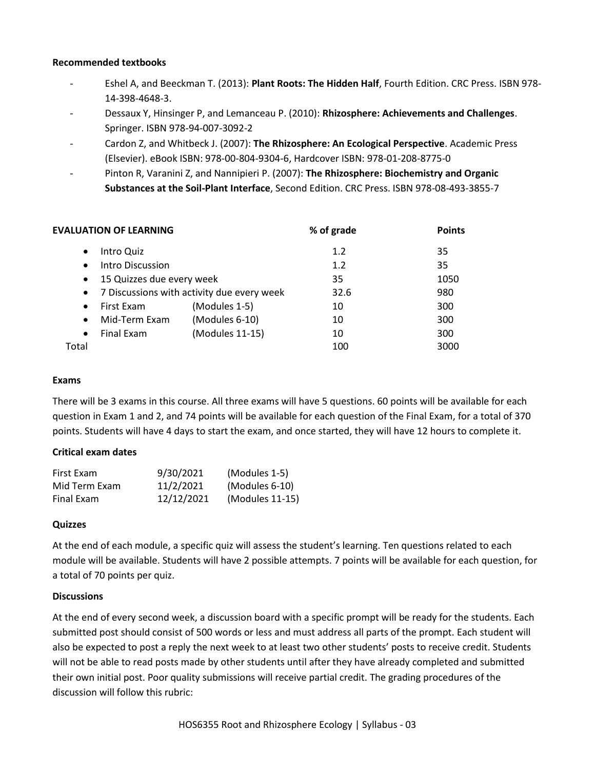**Recommended textbooks**

- Eshel A, and Beeckman T. (2013): **Plant Roots: The Hidden Half**, Fourth Edition. CRC Press. ISBN 978-14-398-4648-3.
- Dessaux Y, Hinsinger P, and Lemanceau P. (2010): **Rhizosphere: Achievements and Challenges**. Springer. ISBN 978-94-007-3092-2
- Cardon Z, and Whitbeck J. (2007): **The Rhizosphere: An Ecological Perspective**. Academic Press (Elsevier). eBook ISBN: 978-00-804-9304-6, Hardcover ISBN: 978-01-208-8775-0
- Pinton R, Varanini Z, and Nannipieri P. (2007): **The Rhizosphere: Biochemistry and Organic Substances at the Soil-Plant Interface**, Second Edition. CRC Press. ISBN 978-08-493-3855-7

| **EVALUATION OF LEARNING** | | **% of grade** | **Points** |
|---|---|---|---|
| • Intro Quiz | | 1.2 | 35 |
| • Intro Discussion | | 1.2 | 35 |
| • 15 Quizzes due every week | | 35 | 1050 |
| • 7 Discussions with activity due every week | | 32.6 | 980 |
| • First Exam | (Modules 1-5) | 10 | 300 |
| • Mid-Term Exam | (Modules 6-10) | 10 | 300 |
| • Final Exam | (Modules 11-15) | 10 | 300 |
| Total | | 100 | 3000 |

**Exams**

There will be 3 exams in this course. All three exams will have 5 questions. 60 points will be available for each question in Exam 1 and 2, and 74 points will be available for each question of the Final Exam, for a total of 370 points. Students will have 4 days to start the exam, and once started, they will have 12 hours to complete it.

**Critical exam dates**

| | | |
|---|---|---|
| First Exam | 9/30/2021 | (Modules 1-5) |
| Mid Term Exam | 11/2/2021 | (Modules 6-10) |
| Final Exam | 12/12/2021 | (Modules 11-15) |

**Quizzes**

At the end of each module, a specific quiz will assess the student's learning. Ten questions related to each module will be available. Students will have 2 possible attempts. 7 points will be available for each question, for a total of 70 points per quiz.

**Discussions**

At the end of every second week, a discussion board with a specific prompt will be ready for the students. Each submitted post should consist of 500 words or less and must address all parts of the prompt. Each student will also be expected to post a reply the next week to at least two other students' posts to receive credit. Students will not be able to read posts made by other students until after they have already completed and submitted their own initial post. Poor quality submissions will receive partial credit. The grading procedures of the discussion will follow this rubric: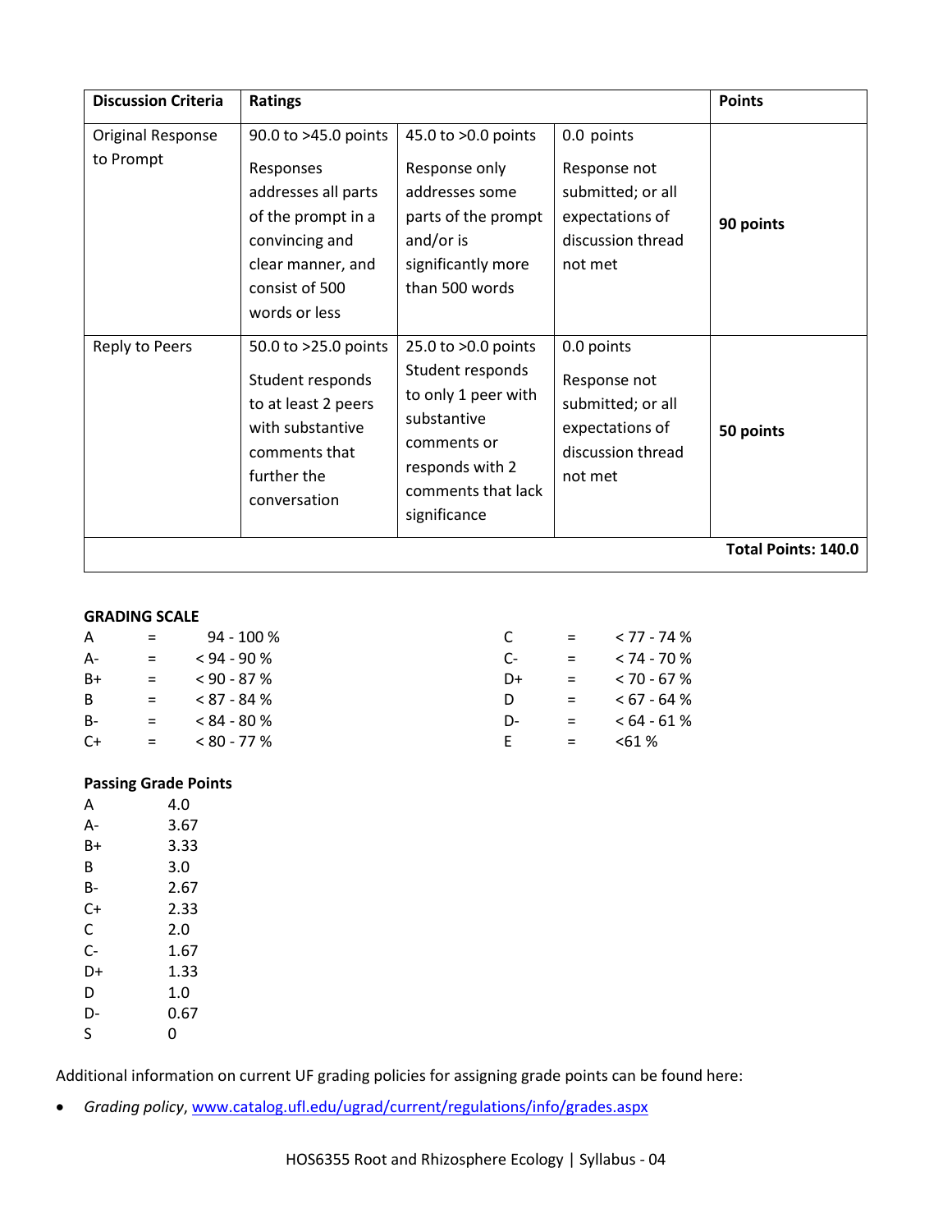| Discussion Criteria | Ratings | | | Points |
|---|---|---|---|---|
| Original Response to Prompt | 90.0 to >45.0 points<br>Responses addresses all parts of the prompt in a convincing and clear manner, and consist of 500 words or less | 45.0 to >0.0 points<br>Response only addresses some parts of the prompt and/or is significantly more than 500 words | 0.0 points<br>Response not submitted; or all expectations of discussion thread not met | **90 points** |
| Reply to Peers | 50.0 to >25.0 points<br>Student responds to at least 2 peers with substantive comments that further the conversation | 25.0 to >0.0 points<br>Student responds to only 1 peer with substantive comments or responds with 2 comments that lack significance | 0.0 points<br>Response not submitted; or all expectations of discussion thread not met | **50 points** |
| | | | | **Total Points: 140.0** |

**GRADING SCALE**

| Grade | | Range |
|---|---|---|
| A | = | 94 - 100 % |
| A- | = | < 94 - 90 % |
| B+ | = | < 90 - 87 % |
| B | = | < 87 - 84 % |
| B- | = | < 84 - 80 % |
| C+ | = | < 80 - 77 % |
| C | = | < 77 - 74 % |
| C- | = | < 74 - 70 % |
| D+ | = | < 70 - 67 % |
| D | = | < 67 - 64 % |
| D- | = | < 64 - 61 % |
| E | = | <61 % |

**Passing Grade Points**

| Grade | Points |
|---|---|
| A | 4.0 |
| A- | 3.67 |
| B+ | 3.33 |
| B | 3.0 |
| B- | 2.67 |
| C+ | 2.33 |
| C | 2.0 |
| C- | 1.67 |
| D+ | 1.33 |
| D | 1.0 |
| D- | 0.67 |
| S | 0 |

Additional information on current UF grading policies for assigning grade points can be found here:

- *Grading policy*, www.catalog.ufl.edu/ugrad/current/regulations/info/grades.aspx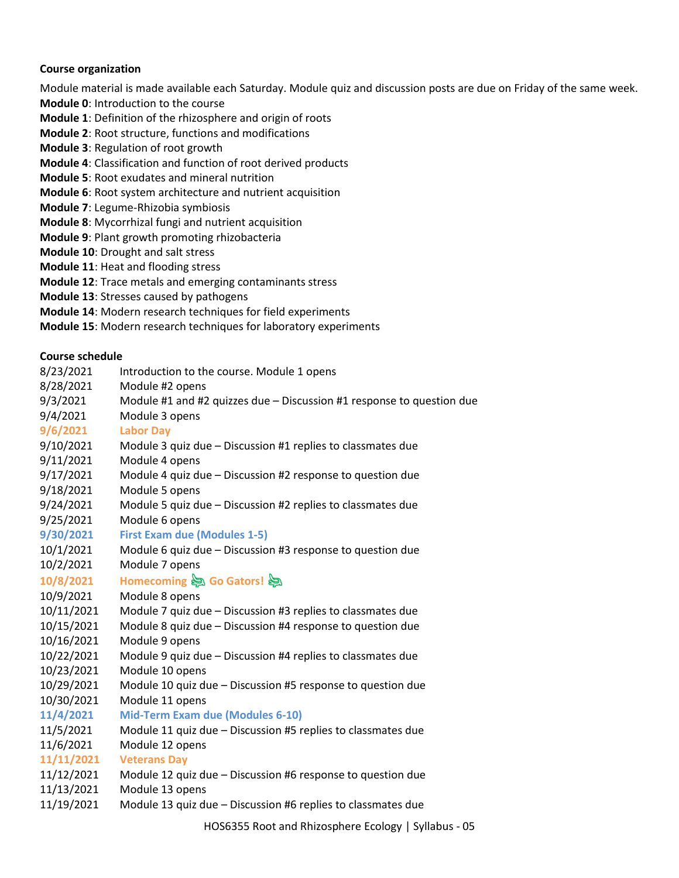**Course organization**

Module material is made available each Saturday. Module quiz and discussion posts are due on Friday of the same week.

**Module 0**: Introduction to the course
**Module 1**: Definition of the rhizosphere and origin of roots
**Module 2**: Root structure, functions and modifications
**Module 3**: Regulation of root growth
**Module 4**: Classification and function of root derived products
**Module 5**: Root exudates and mineral nutrition
**Module 6**: Root system architecture and nutrient acquisition
**Module 7**: Legume-Rhizobia symbiosis
**Module 8**: Mycorrhizal fungi and nutrient acquisition
**Module 9**: Plant growth promoting rhizobacteria
**Module 10**: Drought and salt stress
**Module 11**: Heat and flooding stress
**Module 12**: Trace metals and emerging contaminants stress
**Module 13**: Stresses caused by pathogens
**Module 14**: Modern research techniques for field experiments
**Module 15**: Modern research techniques for laboratory experiments

**Course schedule**

| | |
|---|---|
| 8/23/2021 | Introduction to the course. Module 1 opens |
| 8/28/2021 | Module #2 opens |
| 9/3/2021 | Module #1 and #2 quizzes due – Discussion #1 response to question due |
| 9/4/2021 | Module 3 opens |
| **9/6/2021** | **Labor Day** |
| 9/10/2021 | Module 3 quiz due – Discussion #1 replies to classmates due |
| 9/11/2021 | Module 4 opens |
| 9/17/2021 | Module 4 quiz due – Discussion #2 response to question due |
| 9/18/2021 | Module 5 opens |
| 9/24/2021 | Module 5 quiz due – Discussion #2 replies to classmates due |
| 9/25/2021 | Module 6 opens |
| **9/30/2021** | **First Exam due (Modules 1-5)** |
| 10/1/2021 | Module 6 quiz due – Discussion #3 response to question due |
| 10/2/2021 | Module 7 opens |
| **10/8/2021** | **Homecoming 🐊 Go Gators! 🐊** |
| 10/9/2021 | Module 8 opens |
| 10/11/2021 | Module 7 quiz due – Discussion #3 replies to classmates due |
| 10/15/2021 | Module 8 quiz due – Discussion #4 response to question due |
| 10/16/2021 | Module 9 opens |
| 10/22/2021 | Module 9 quiz due – Discussion #4 replies to classmates due |
| 10/23/2021 | Module 10 opens |
| 10/29/2021 | Module 10 quiz due – Discussion #5 response to question due |
| 10/30/2021 | Module 11 opens |
| **11/4/2021** | **Mid-Term Exam due (Modules 6-10)** |
| 11/5/2021 | Module 11 quiz due – Discussion #5 replies to classmates due |
| 11/6/2021 | Module 12 opens |
| **11/11/2021** | **Veterans Day** |
| 11/12/2021 | Module 12 quiz due – Discussion #6 response to question due |
| 11/13/2021 | Module 13 opens |
| 11/19/2021 | Module 13 quiz due – Discussion #6 replies to classmates due |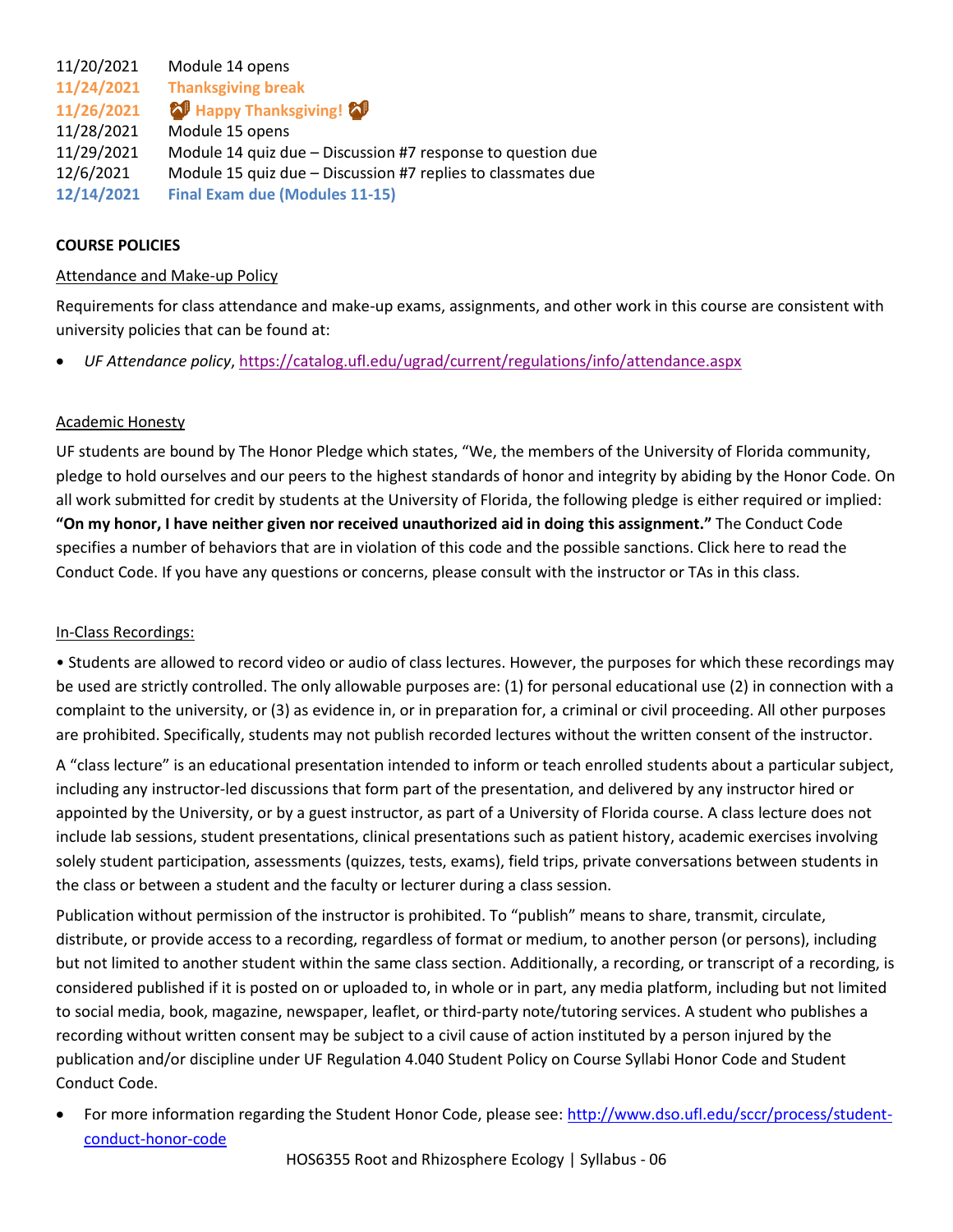11/20/2021 Module 14 opens
**11/24/2021 Thanksgiving break**
**11/26/2021 🦃 Happy Thanksgiving! 🦃**
11/28/2021 Module 15 opens
11/29/2021 Module 14 quiz due – Discussion #7 response to question due
12/6/2021 Module 15 quiz due – Discussion #7 replies to classmates due
**12/14/2021 Final Exam due (Modules 11-15)**

**COURSE POLICIES**

Attendance and Make-up Policy

Requirements for class attendance and make-up exams, assignments, and other work in this course are consistent with university policies that can be found at:

- *UF Attendance policy*, https://catalog.ufl.edu/ugrad/current/regulations/info/attendance.aspx

Academic Honesty

UF students are bound by The Honor Pledge which states, "We, the members of the University of Florida community, pledge to hold ourselves and our peers to the highest standards of honor and integrity by abiding by the Honor Code. On all work submitted for credit by students at the University of Florida, the following pledge is either required or implied: **"On my honor, I have neither given nor received unauthorized aid in doing this assignment."** The Conduct Code specifies a number of behaviors that are in violation of this code and the possible sanctions. Click here to read the Conduct Code. If you have any questions or concerns, please consult with the instructor or TAs in this class.

In-Class Recordings:

• Students are allowed to record video or audio of class lectures. However, the purposes for which these recordings may be used are strictly controlled. The only allowable purposes are: (1) for personal educational use (2) in connection with a complaint to the university, or (3) as evidence in, or in preparation for, a criminal or civil proceeding. All other purposes are prohibited. Specifically, students may not publish recorded lectures without the written consent of the instructor.

A "class lecture" is an educational presentation intended to inform or teach enrolled students about a particular subject, including any instructor-led discussions that form part of the presentation, and delivered by any instructor hired or appointed by the University, or by a guest instructor, as part of a University of Florida course. A class lecture does not include lab sessions, student presentations, clinical presentations such as patient history, academic exercises involving solely student participation, assessments (quizzes, tests, exams), field trips, private conversations between students in the class or between a student and the faculty or lecturer during a class session.

Publication without permission of the instructor is prohibited. To "publish" means to share, transmit, circulate, distribute, or provide access to a recording, regardless of format or medium, to another person (or persons), including but not limited to another student within the same class section. Additionally, a recording, or transcript of a recording, is considered published if it is posted on or uploaded to, in whole or in part, any media platform, including but not limited to social media, book, magazine, newspaper, leaflet, or third-party note/tutoring services. A student who publishes a recording without written consent may be subject to a civil cause of action instituted by a person injured by the publication and/or discipline under UF Regulation 4.040 Student Policy on Course Syllabi Honor Code and Student Conduct Code.

- For more information regarding the Student Honor Code, please see: http://www.dso.ufl.edu/sccr/process/student-conduct-honor-code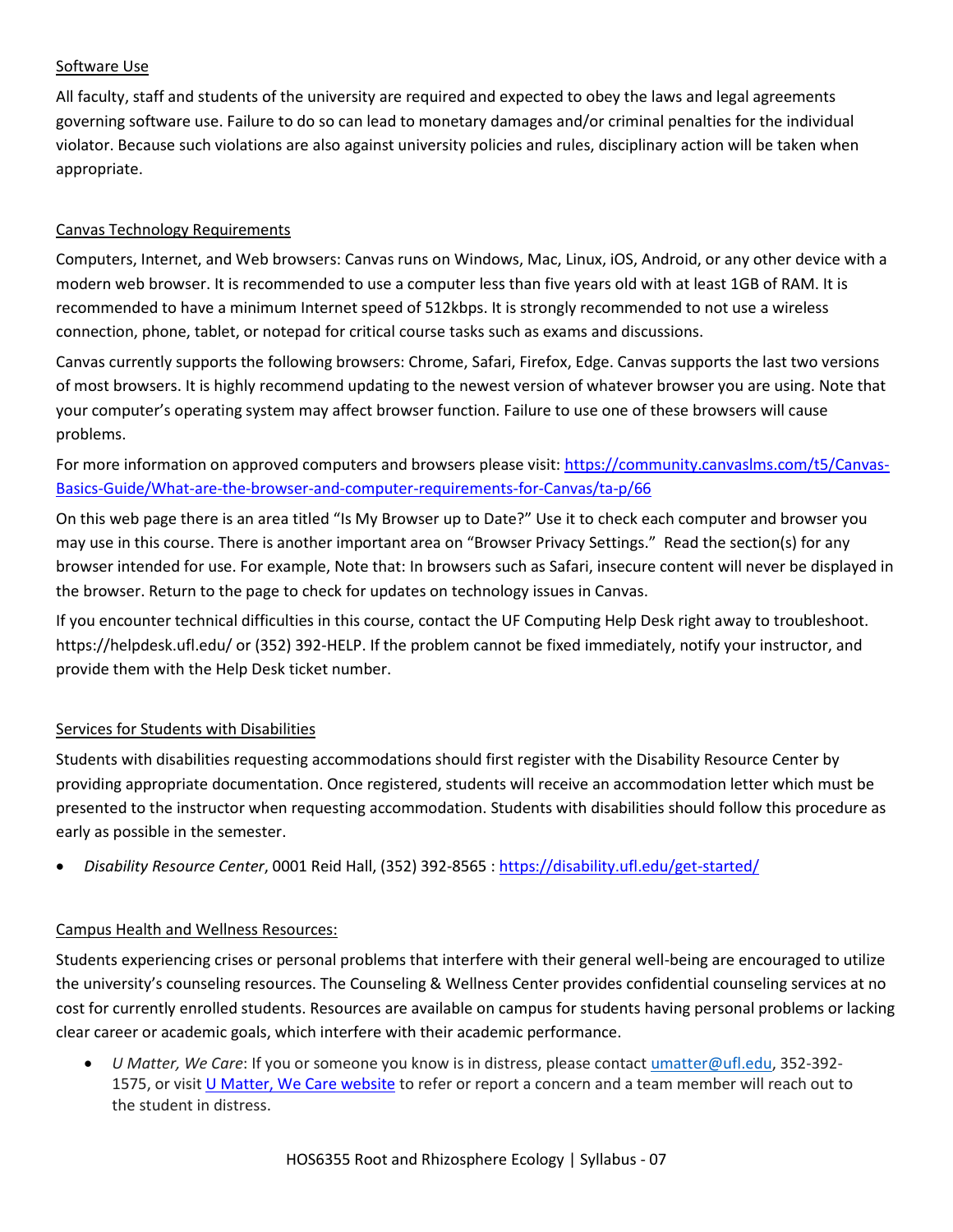## Software Use

All faculty, staff and students of the university are required and expected to obey the laws and legal agreements governing software use. Failure to do so can lead to monetary damages and/or criminal penalties for the individual violator. Because such violations are also against university policies and rules, disciplinary action will be taken when appropriate.

## Canvas Technology Requirements

Computers, Internet, and Web browsers: Canvas runs on Windows, Mac, Linux, iOS, Android, or any other device with a modern web browser. It is recommended to use a computer less than five years old with at least 1GB of RAM. It is recommended to have a minimum Internet speed of 512kbps. It is strongly recommended to not use a wireless connection, phone, tablet, or notepad for critical course tasks such as exams and discussions.

Canvas currently supports the following browsers: Chrome, Safari, Firefox, Edge. Canvas supports the last two versions of most browsers. It is highly recommend updating to the newest version of whatever browser you are using. Note that your computer's operating system may affect browser function. Failure to use one of these browsers will cause problems.

For more information on approved computers and browsers please visit: [https://community.canvaslms.com/t5/Canvas-Basics-Guide/What-are-the-browser-and-computer-requirements-for-Canvas/ta-p/66](https://community.canvaslms.com/t5/Canvas-Basics-Guide/What-are-the-browser-and-computer-requirements-for-Canvas/ta-p/66)

On this web page there is an area titled "Is My Browser up to Date?" Use it to check each computer and browser you may use in this course. There is another important area on "Browser Privacy Settings." Read the section(s) for any browser intended for use. For example, Note that: In browsers such as Safari, insecure content will never be displayed in the browser. Return to the page to check for updates on technology issues in Canvas.

If you encounter technical difficulties in this course, contact the UF Computing Help Desk right away to troubleshoot. https://helpdesk.ufl.edu/ or (352) 392-HELP. If the problem cannot be fixed immediately, notify your instructor, and provide them with the Help Desk ticket number.

## Services for Students with Disabilities

Students with disabilities requesting accommodations should first register with the Disability Resource Center by providing appropriate documentation. Once registered, students will receive an accommodation letter which must be presented to the instructor when requesting accommodation. Students with disabilities should follow this procedure as early as possible in the semester.

- *Disability Resource Center*, 0001 Reid Hall, (352) 392-8565 : [https://disability.ufl.edu/get-started/](https://disability.ufl.edu/get-started/)

## Campus Health and Wellness Resources:

Students experiencing crises or personal problems that interfere with their general well-being are encouraged to utilize the university's counseling resources. The Counseling & Wellness Center provides confidential counseling services at no cost for currently enrolled students. Resources are available on campus for students having personal problems or lacking clear career or academic goals, which interfere with their academic performance.

- *U Matter, We Care*: If you or someone you know is in distress, please contact umatter@ufl.edu, 352-392-1575, or visit U Matter, We Care website to refer or report a concern and a team member will reach out to the student in distress.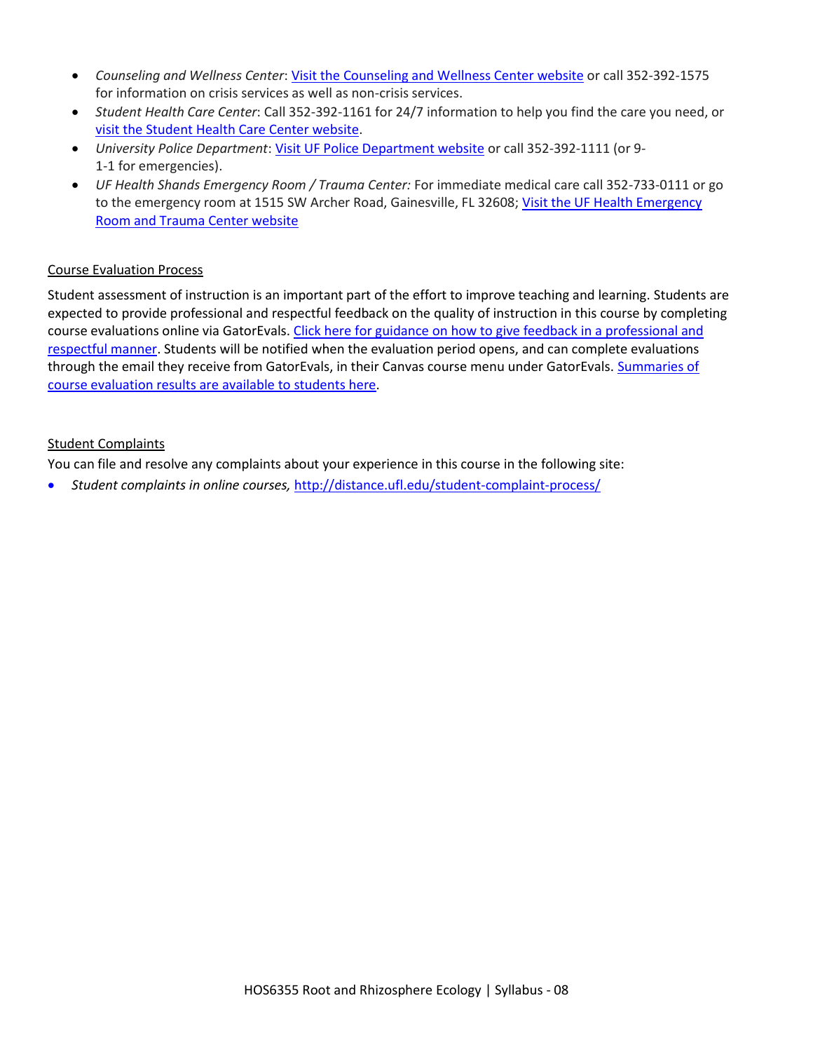- *Counseling and Wellness Center*: Visit the Counseling and Wellness Center website or call 352-392-1575 for information on crisis services as well as non-crisis services.
- *Student Health Care Center*: Call 352-392-1161 for 24/7 information to help you find the care you need, or visit the Student Health Care Center website.
- *University Police Department*: Visit UF Police Department website or call 352-392-1111 (or 9-1-1 for emergencies).
- *UF Health Shands Emergency Room / Trauma Center:* For immediate medical care call 352-733-0111 or go to the emergency room at 1515 SW Archer Road, Gainesville, FL 32608; Visit the UF Health Emergency Room and Trauma Center website

## Course Evaluation Process

Student assessment of instruction is an important part of the effort to improve teaching and learning. Students are expected to provide professional and respectful feedback on the quality of instruction in this course by completing course evaluations online via GatorEvals. Click here for guidance on how to give feedback in a professional and respectful manner. Students will be notified when the evaluation period opens, and can complete evaluations through the email they receive from GatorEvals, in their Canvas course menu under GatorEvals. Summaries of course evaluation results are available to students here.

## Student Complaints

You can file and resolve any complaints about your experience in this course in the following site:

- *Student complaints in online courses,* http://distance.ufl.edu/student-complaint-process/